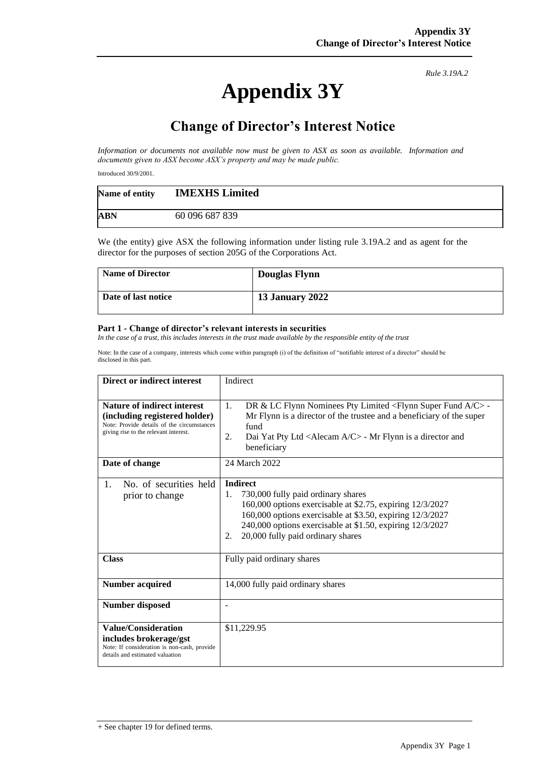*Rule 3.19A.2*

# Appendix 3Y

## Change of Director's Interest Notice

*Information or documents not available now must be given to ASX as soon as available. Information and documents given to ASX become ASX's property and may be made public.*

Introduced 30/9/2001.

| Name of entity | **IMEXHS Limited** |
|---|---|
| **ABN** | 60 096 687 839 |

We (the entity) give ASX the following information under listing rule 3.19A.2 and as agent for the director for the purposes of section 205G of the Corporations Act.

| Name of Director | **Douglas Flynn** |
|---|---|
| **Date of last notice** | **13 January 2022** |

**Part 1 - Change of director's relevant interests in securities**

*In the case of a trust, this includes interests in the trust made available by the responsible entity of the trust*

Note: In the case of a company, interests which come within paragraph (i) of the definition of "notifiable interest of a director" should be disclosed in this part.

| Direct or indirect interest | Indirect |
|---|---|
| **Nature of indirect interest (including registered holder)**<br>Note: Provide details of the circumstances giving rise to the relevant interest. | 1. DR & LC Flynn Nominees Pty Limited <Flynn Super Fund A/C> - Mr Flynn is a director of the trustee and a beneficiary of the super fund<br>2. Dai Yat Pty Ltd <Alecam A/C> - Mr Flynn is a director and beneficiary |
| **Date of change** | 24 March 2022 |
| 1. No. of securities held prior to change | **Indirect**<br>1. 730,000 fully paid ordinary shares<br>160,000 options exercisable at $2.75, expiring 12/3/2027<br>160,000 options exercisable at $3.50, expiring 12/3/2027<br>240,000 options exercisable at $1.50, expiring 12/3/2027<br>2. 20,000 fully paid ordinary shares |
| **Class** | Fully paid ordinary shares |
| **Number acquired** | 14,000 fully paid ordinary shares |
| **Number disposed** | - |
| **Value/Consideration includes brokerage/gst**<br>Note: If consideration is non-cash, provide details and estimated valuation | $11,229.95 |

+ See chapter 19 for defined terms.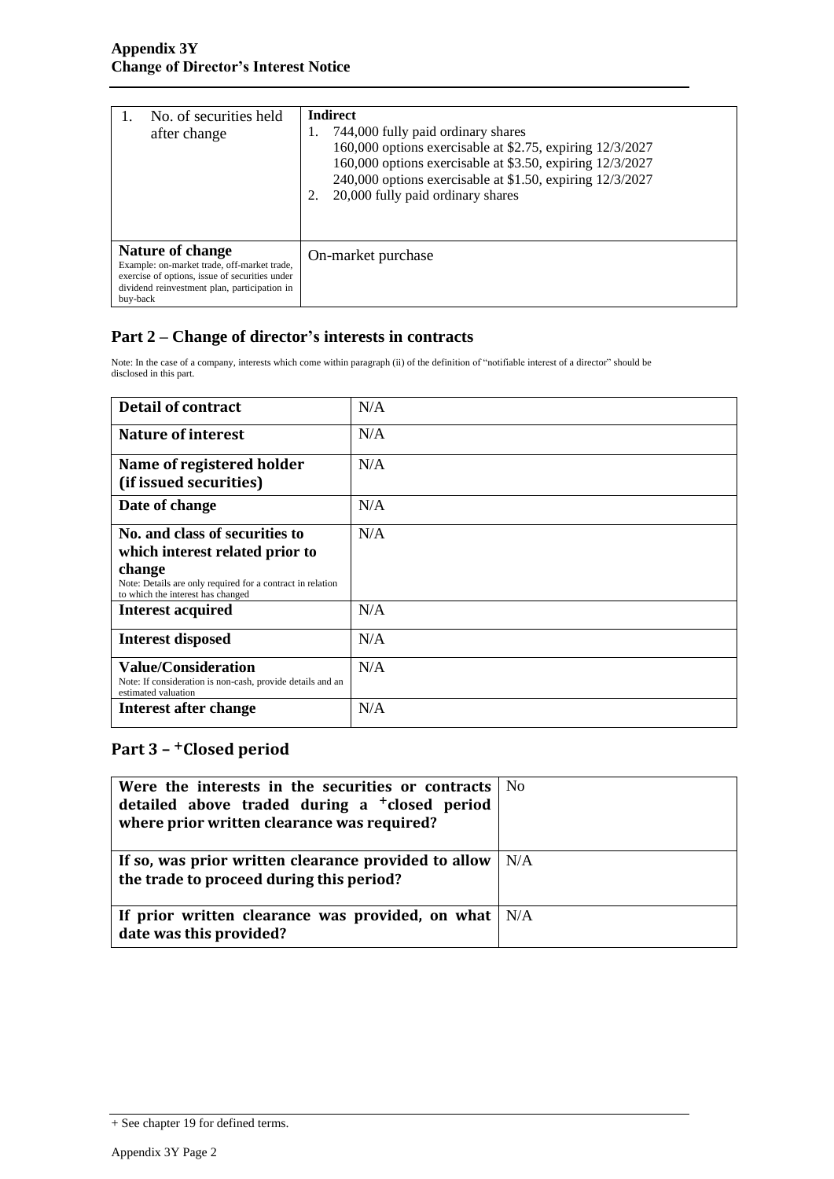| | |
|---|---|
| 1. No. of securities held after change | **Indirect**<br>1. 744,000 fully paid ordinary shares<br>160,000 options exercisable at $2.75, expiring 12/3/2027<br>160,000 options exercisable at $3.50, expiring 12/3/2027<br>240,000 options exercisable at $1.50, expiring 12/3/2027<br>2. 20,000 fully paid ordinary shares |
| **Nature of change**<br>Example: on-market trade, off-market trade, exercise of options, issue of securities under dividend reinvestment plan, participation in buy-back | On-market purchase |

## Part 2 – Change of director's interests in contracts

Note: In the case of a company, interests which come within paragraph (ii) of the definition of "notifiable interest of a director" should be disclosed in this part.

| | |
|---|---|
| **Detail of contract** | N/A |
| **Nature of interest** | N/A |
| **Name of registered holder (if issued securities)** | N/A |
| **Date of change** | N/A |
| **No. and class of securities to which interest related prior to change**<br>Note: Details are only required for a contract in relation to which the interest has changed | N/A |
| **Interest acquired** | N/A |
| **Interest disposed** | N/A |
| **Value/Consideration**<br>Note: If consideration is non-cash, provide details and an estimated valuation | N/A |
| **Interest after change** | N/A |

## Part 3 – +Closed period

| | |
|---|---|
| **Were the interests in the securities or contracts detailed above traded during a +closed period where prior written clearance was required?** | No |
| **If so, was prior written clearance provided to allow the trade to proceed during this period?** | N/A |
| **If prior written clearance was provided, on what date was this provided?** | N/A |

+ See chapter 19 for defined terms.